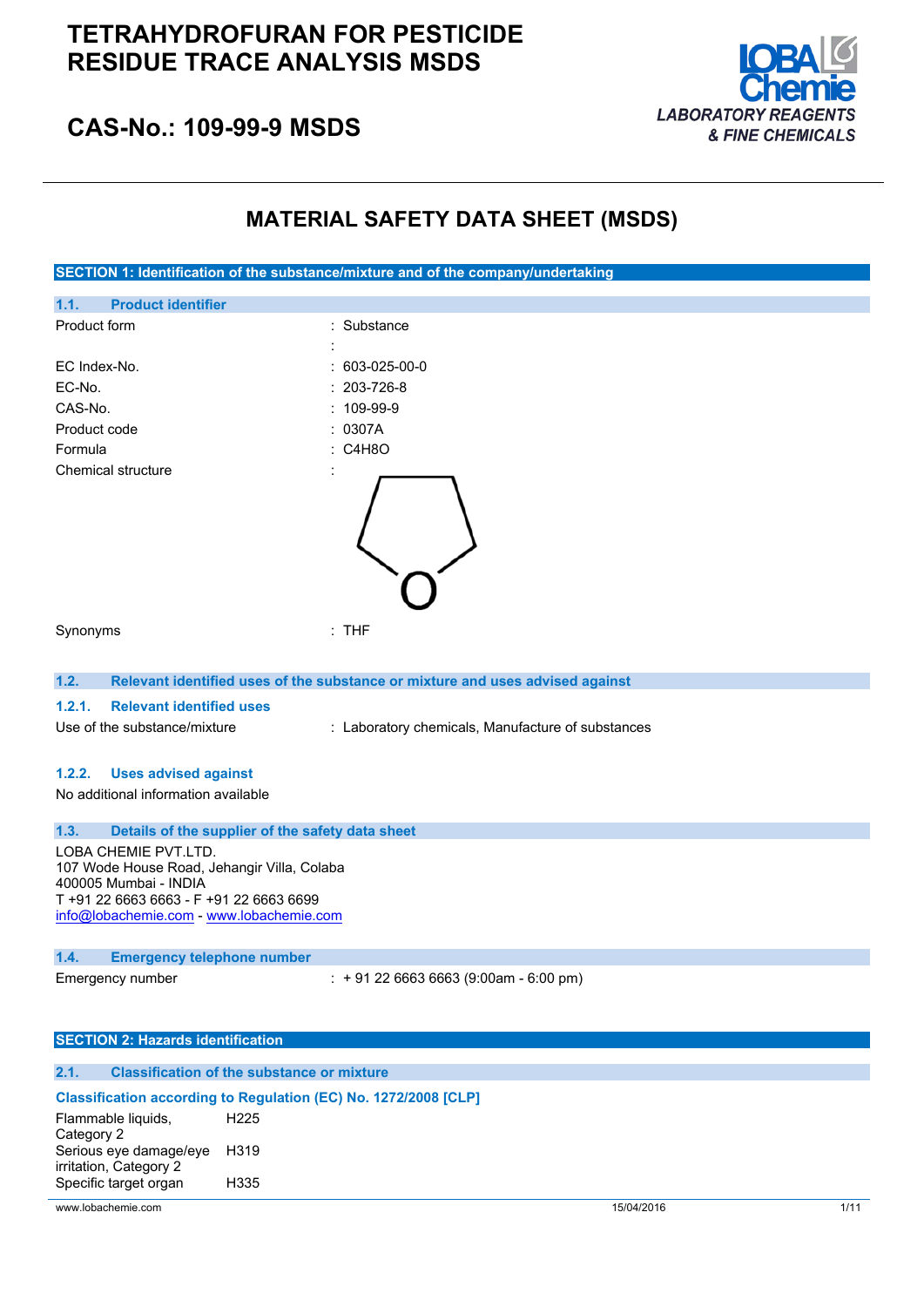# TETRAHYDROFURAN FOR PESTICIDE RESIDUE TRACE ANALYSIS MSDS

## CAS-No.: 109-99-9 MSDS

LOBA Chemie
*LABORATORY REAGENTS & FINE CHEMICALS*

# MATERIAL SAFETY DATA SHEET (MSDS)

## SECTION 1: Identification of the substance/mixture and of the company/undertaking

### 1.1. Product identifier

| | |
|---|---|
| Product form | : Substance |
| | : |
| EC Index-No. | : 603-025-00-0 |
| EC-No. | : 203-726-8 |
| CAS-No. | : 109-99-9 |
| Product code | : 0307A |
| Formula | : $C_4H_8O$ |
| Chemical structure | : |
| Synonyms | : THF |

### 1.2. Relevant identified uses of the substance or mixture and uses advised against

#### 1.2.1. Relevant identified uses

Use of the substance/mixture : Laboratory chemicals, Manufacture of substances

#### 1.2.2. Uses advised against

No additional information available

### 1.3. Details of the supplier of the safety data sheet

LOBA CHEMIE PVT.LTD.
107 Wode House Road, Jehangir Villa, Colaba
400005 Mumbai - INDIA
T +91 22 6663 6663 - F +91 22 6663 6699
info@lobachemie.com - www.lobachemie.com

### 1.4. Emergency telephone number

Emergency number : + 91 22 6663 6663 (9:00am - 6:00 pm)

## SECTION 2: Hazards identification

### 2.1. Classification of the substance or mixture

**Classification according to Regulation (EC) No. 1272/2008 [CLP]**

| | |
|---|---|
| Flammable liquids, Category 2 | H225 |
| Serious eye damage/eye irritation, Category 2 | H319 |
| Specific target organ | H335 |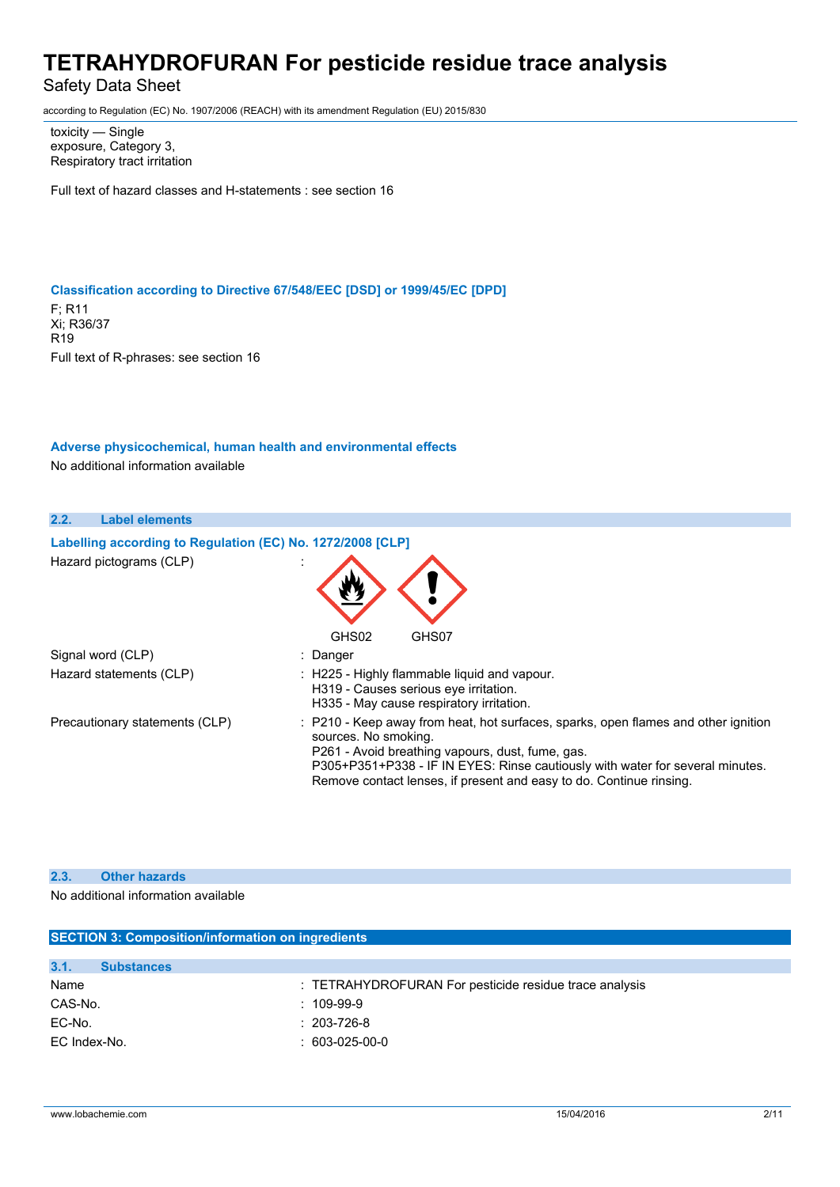toxicity — Single exposure, Category 3, Respiratory tract irritation

Full text of hazard classes and H-statements : see section 16

### Classification according to Directive 67/548/EEC [DSD] or 1999/45/EC [DPD]

F; R11
Xi; R36/37
R19

Full text of R-phrases: see section 16

### Adverse physicochemical, human health and environmental effects

No additional information available

## 2.2. Label elements

### Labelling according to Regulation (EC) No. 1272/2008 [CLP]

| | |
|---|---|
| Hazard pictograms (CLP) | : GHS02 GHS07 |
| Signal word (CLP) | : Danger |
| Hazard statements (CLP) | : H225 - Highly flammable liquid and vapour.<br>H319 - Causes serious eye irritation.<br>H335 - May cause respiratory irritation. |
| Precautionary statements (CLP) | : P210 - Keep away from heat, hot surfaces, sparks, open flames and other ignition sources. No smoking.<br>P261 - Avoid breathing vapours, dust, fume, gas.<br>P305+P351+P338 - IF IN EYES: Rinse cautiously with water for several minutes. Remove contact lenses, if present and easy to do. Continue rinsing. |

## 2.3. Other hazards

No additional information available

# SECTION 3: Composition/information on ingredients

## 3.1. Substances

| | |
|---|---|
| Name | : TETRAHYDROFURAN For pesticide residue trace analysis |
| CAS-No. | : 109-99-9 |
| EC-No. | : 203-726-8 |
| EC Index-No. | : 603-025-00-0 |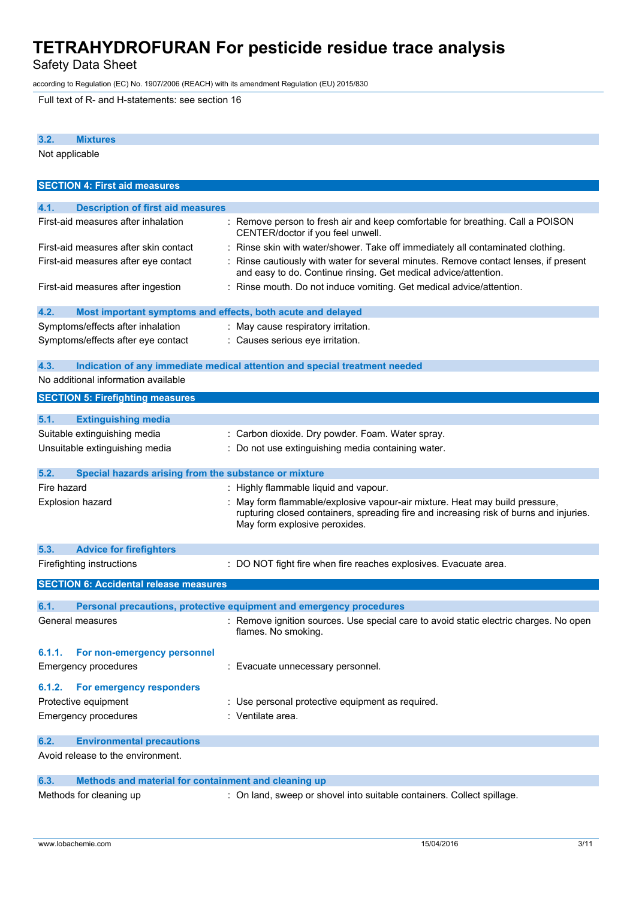Full text of R- and H-statements: see section 16

### 3.2. Mixtures

Not applicable

## SECTION 4: First aid measures

### 4.1. Description of first aid measures

| | |
|---|---|
| First-aid measures after inhalation | : Remove person to fresh air and keep comfortable for breathing. Call a POISON CENTER/doctor if you feel unwell. |
| First-aid measures after skin contact | : Rinse skin with water/shower. Take off immediately all contaminated clothing. |
| First-aid measures after eye contact | : Rinse cautiously with water for several minutes. Remove contact lenses, if present and easy to do. Continue rinsing. Get medical advice/attention. |
| First-aid measures after ingestion | : Rinse mouth. Do not induce vomiting. Get medical advice/attention. |

### 4.2. Most important symptoms and effects, both acute and delayed

| | |
|---|---|
| Symptoms/effects after inhalation | : May cause respiratory irritation. |
| Symptoms/effects after eye contact | : Causes serious eye irritation. |

### 4.3. Indication of any immediate medical attention and special treatment needed

No additional information available

## SECTION 5: Firefighting measures

### 5.1. Extinguishing media

| | |
|---|---|
| Suitable extinguishing media | : Carbon dioxide. Dry powder. Foam. Water spray. |
| Unsuitable extinguishing media | : Do not use extinguishing media containing water. |

### 5.2. Special hazards arising from the substance or mixture

| | |
|---|---|
| Fire hazard | : Highly flammable liquid and vapour. |
| Explosion hazard | : May form flammable/explosive vapour-air mixture. Heat may build pressure, rupturing closed containers, spreading fire and increasing risk of burns and injuries. May form explosive peroxides. |

### 5.3. Advice for firefighters

| | |
|---|---|
| Firefighting instructions | : DO NOT fight fire when fire reaches explosives. Evacuate area. |

## SECTION 6: Accidental release measures

### 6.1. Personal precautions, protective equipment and emergency procedures

| | |
|---|---|
| General measures | : Remove ignition sources. Use special care to avoid static electric charges. No open flames. No smoking. |

#### 6.1.1. For non-emergency personnel

| | |
|---|---|
| Emergency procedures | : Evacuate unnecessary personnel. |

#### 6.1.2. For emergency responders

| | |
|---|---|
| Protective equipment | : Use personal protective equipment as required. |
| Emergency procedures | : Ventilate area. |

### 6.2. Environmental precautions

Avoid release to the environment.

### 6.3. Methods and material for containment and cleaning up

| | |
|---|---|
| Methods for cleaning up | : On land, sweep or shovel into suitable containers. Collect spillage. |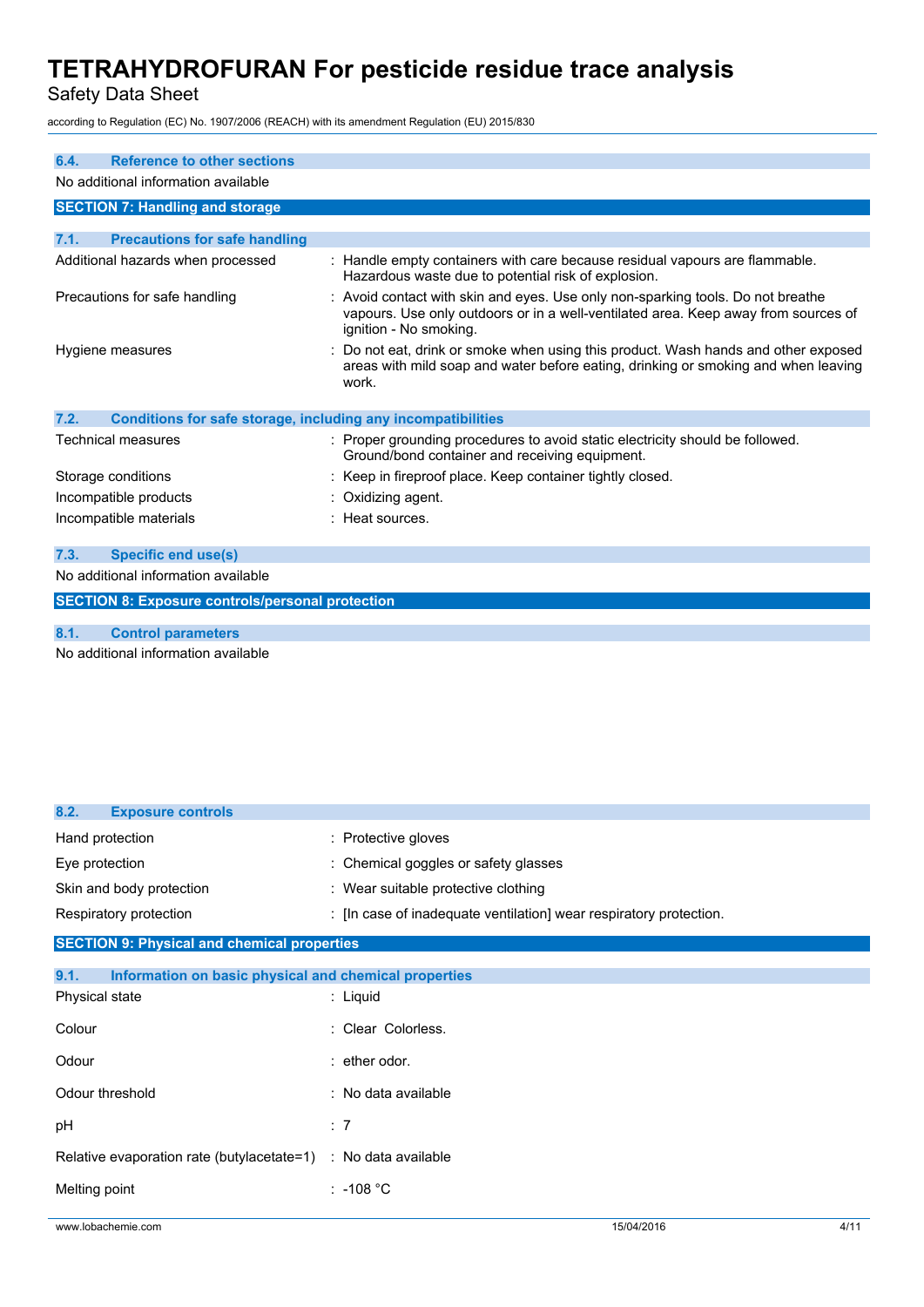### 6.4. Reference to other sections

No additional information available

## SECTION 7: Handling and storage

### 7.1. Precautions for safe handling

| | |
|---|---|
| Additional hazards when processed | : Handle empty containers with care because residual vapours are flammable. Hazardous waste due to potential risk of explosion. |
| Precautions for safe handling | : Avoid contact with skin and eyes. Use only non-sparking tools. Do not breathe vapours. Use only outdoors or in a well-ventilated area. Keep away from sources of ignition - No smoking. |
| Hygiene measures | : Do not eat, drink or smoke when using this product. Wash hands and other exposed areas with mild soap and water before eating, drinking or smoking and when leaving work. |

### 7.2. Conditions for safe storage, including any incompatibilities

| | |
|---|---|
| Technical measures | : Proper grounding procedures to avoid static electricity should be followed. Ground/bond container and receiving equipment. |
| Storage conditions | : Keep in fireproof place. Keep container tightly closed. |
| Incompatible products | : Oxidizing agent. |
| Incompatible materials | : Heat sources. |

### 7.3. Specific end use(s)

No additional information available

## SECTION 8: Exposure controls/personal protection

### 8.1. Control parameters

No additional information available

### 8.2. Exposure controls

| | |
|---|---|
| Hand protection | : Protective gloves |
| Eye protection | : Chemical goggles or safety glasses |
| Skin and body protection | : Wear suitable protective clothing |
| Respiratory protection | : [In case of inadequate ventilation] wear respiratory protection. |

## SECTION 9: Physical and chemical properties

### 9.1. Information on basic physical and chemical properties

| | |
|---|---|
| Physical state | : Liquid |
| Colour | : Clear Colorless. |
| Odour | : ether odor. |
| Odour threshold | : No data available |
| pH | : 7 |
| Relative evaporation rate (butylacetate=1) | : No data available |
| Melting point | : -108 °C |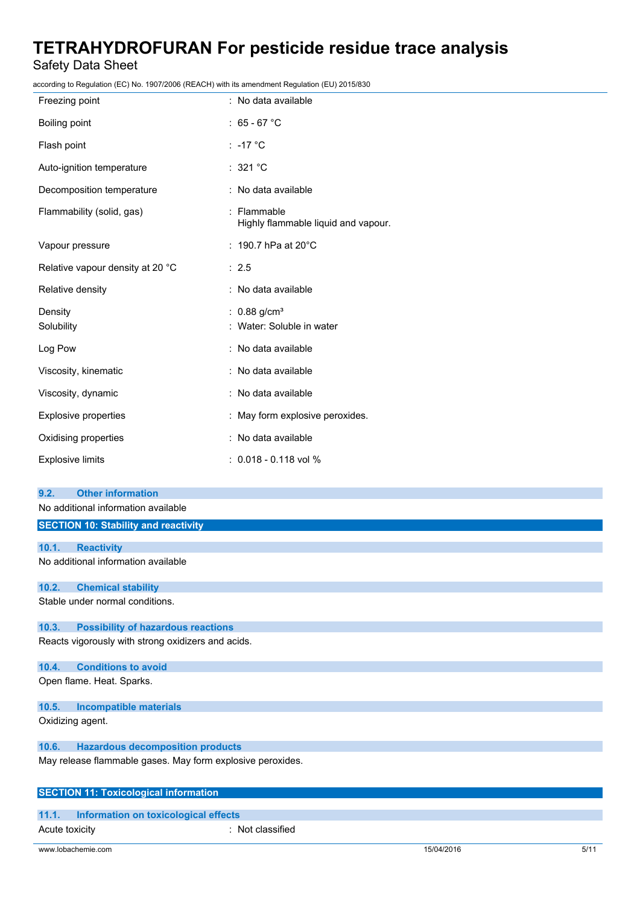| Property | Value |
| --- | --- |
| Freezing point | : No data available |
| Boiling point | : 65 - 67 °C |
| Flash point | : -17 °C |
| Auto-ignition temperature | : 321 °C |
| Decomposition temperature | : No data available |
| Flammability (solid, gas) | : Flammable<br>Highly flammable liquid and vapour. |
| Vapour pressure | : 190.7 hPa at 20°C |
| Relative vapour density at 20 °C | : 2.5 |
| Relative density | : No data available |
| Density | : 0.88 g/cm³ |
| Solubility | : Water: Soluble in water |
| Log Pow | : No data available |
| Viscosity, kinematic | : No data available |
| Viscosity, dynamic | : No data available |
| Explosive properties | : May form explosive peroxides. |
| Oxidising properties | : No data available |
| Explosive limits | : 0.018 - 0.118 vol % |

### 9.2. Other information

No additional information available

## SECTION 10: Stability and reactivity

### 10.1. Reactivity

No additional information available

### 10.2. Chemical stability

Stable under normal conditions.

### 10.3. Possibility of hazardous reactions

Reacts vigorously with strong oxidizers and acids.

### 10.4. Conditions to avoid

Open flame. Heat. Sparks.

### 10.5. Incompatible materials

Oxidizing agent.

### 10.6. Hazardous decomposition products

May release flammable gases. May form explosive peroxides.

## SECTION 11: Toxicological information

### 11.1. Information on toxicological effects

Acute toxicity : Not classified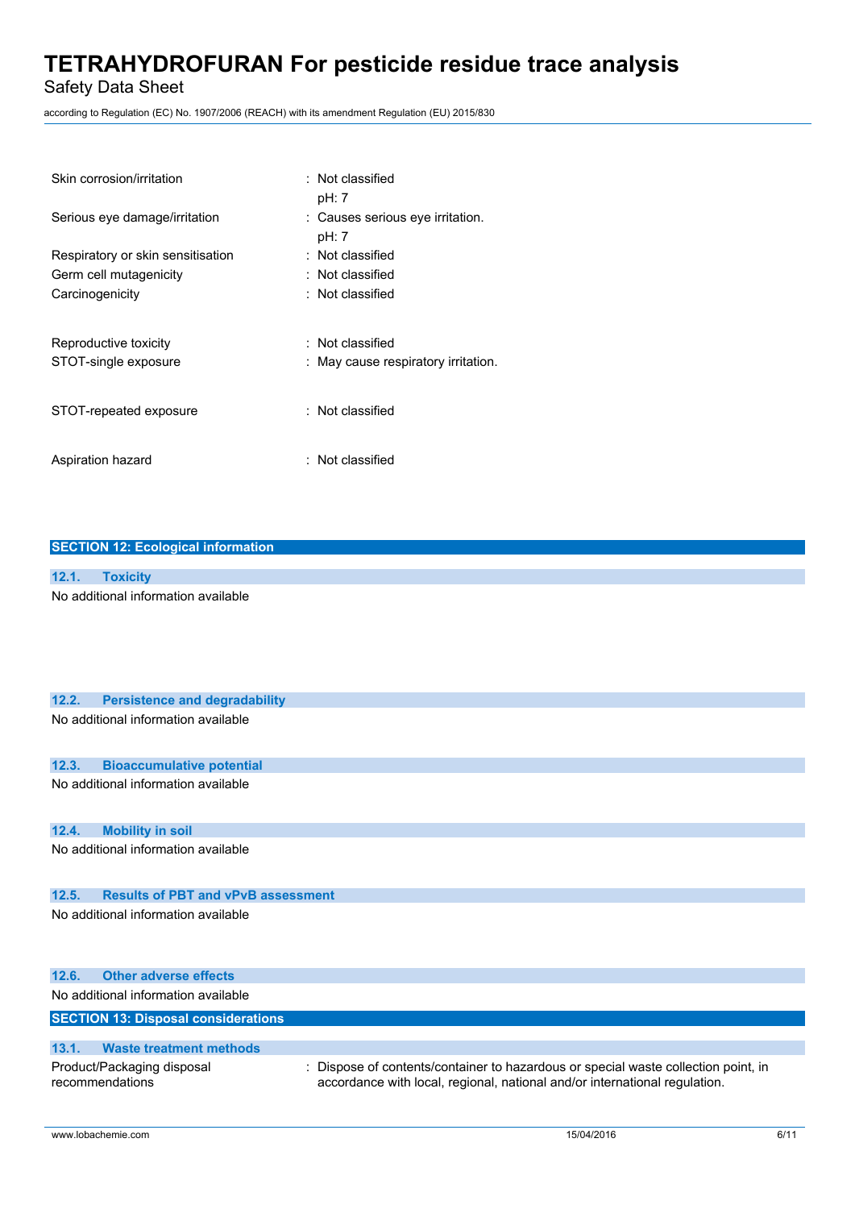| | |
|---|---|
| Skin corrosion/irritation | : Not classified<br>pH: 7 |
| Serious eye damage/irritation | : Causes serious eye irritation.<br>pH: 7 |
| Respiratory or skin sensitisation | : Not classified |
| Germ cell mutagenicity | : Not classified |
| Carcinogenicity | : Not classified |
| Reproductive toxicity | : Not classified |
| STOT-single exposure | : May cause respiratory irritation. |
| STOT-repeated exposure | : Not classified |
| Aspiration hazard | : Not classified |

## SECTION 12: Ecological information

### 12.1. Toxicity

No additional information available

### 12.2. Persistence and degradability

No additional information available

### 12.3. Bioaccumulative potential

No additional information available

### 12.4. Mobility in soil

No additional information available

### 12.5. Results of PBT and vPvB assessment

No additional information available

### 12.6. Other adverse effects

No additional information available

## SECTION 13: Disposal considerations

### 13.1. Waste treatment methods

| | |
|---|---|
| Product/Packaging disposal recommendations | : Dispose of contents/container to hazardous or special waste collection point, in accordance with local, regional, national and/or international regulation. |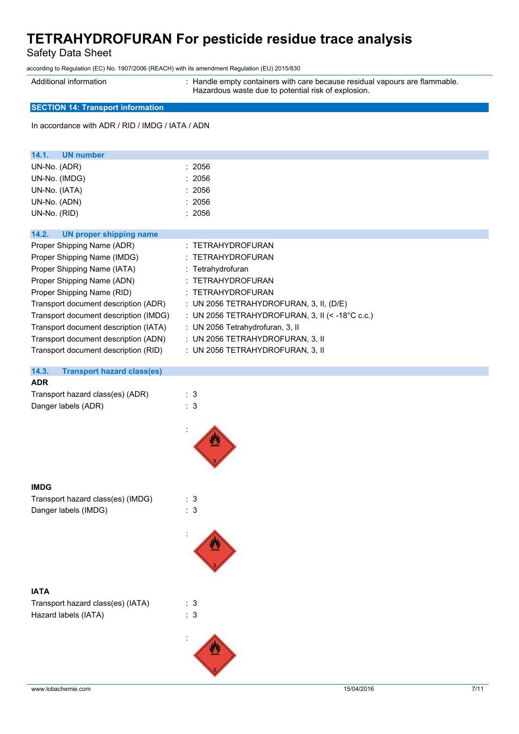| | |
|---|---|
| Additional information | : Handle empty containers with care because residual vapours are flammable. Hazardous waste due to potential risk of explosion. |

## SECTION 14: Transport information

In accordance with ADR / RID / IMDG / IATA / ADN

### 14.1. UN number

| | |
|---|---|
| UN-No. (ADR) | : 2056 |
| UN-No. (IMDG) | : 2056 |
| UN-No. (IATA) | : 2056 |
| UN-No. (ADN) | : 2056 |
| UN-No. (RID) | : 2056 |

### 14.2. UN proper shipping name

| | |
|---|---|
| Proper Shipping Name (ADR) | : TETRAHYDROFURAN |
| Proper Shipping Name (IMDG) | : TETRAHYDROFURAN |
| Proper Shipping Name (IATA) | : Tetrahydrofuran |
| Proper Shipping Name (ADN) | : TETRAHYDROFURAN |
| Proper Shipping Name (RID) | : TETRAHYDROFURAN |
| Transport document description (ADR) | : UN 2056 TETRAHYDROFURAN, 3, II, (D/E) |
| Transport document description (IMDG) | : UN 2056 TETRAHYDROFURAN, 3, II (< -18°C c.c.) |
| Transport document description (IATA) | : UN 2056 Tetrahydrofuran, 3, II |
| Transport document description (ADN) | : UN 2056 TETRAHYDROFURAN, 3, II |
| Transport document description (RID) | : UN 2056 TETRAHYDROFURAN, 3, II |

### 14.3. Transport hazard class(es)

**ADR**

| | |
|---|---|
| Transport hazard class(es) (ADR) | : 3 |
| Danger labels (ADR) | : 3 |

**IMDG**

| | |
|---|---|
| Transport hazard class(es) (IMDG) | : 3 |
| Danger labels (IMDG) | : 3 |

**IATA**

| | |
|---|---|
| Transport hazard class(es) (IATA) | : 3 |
| Hazard labels (IATA) | : 3 |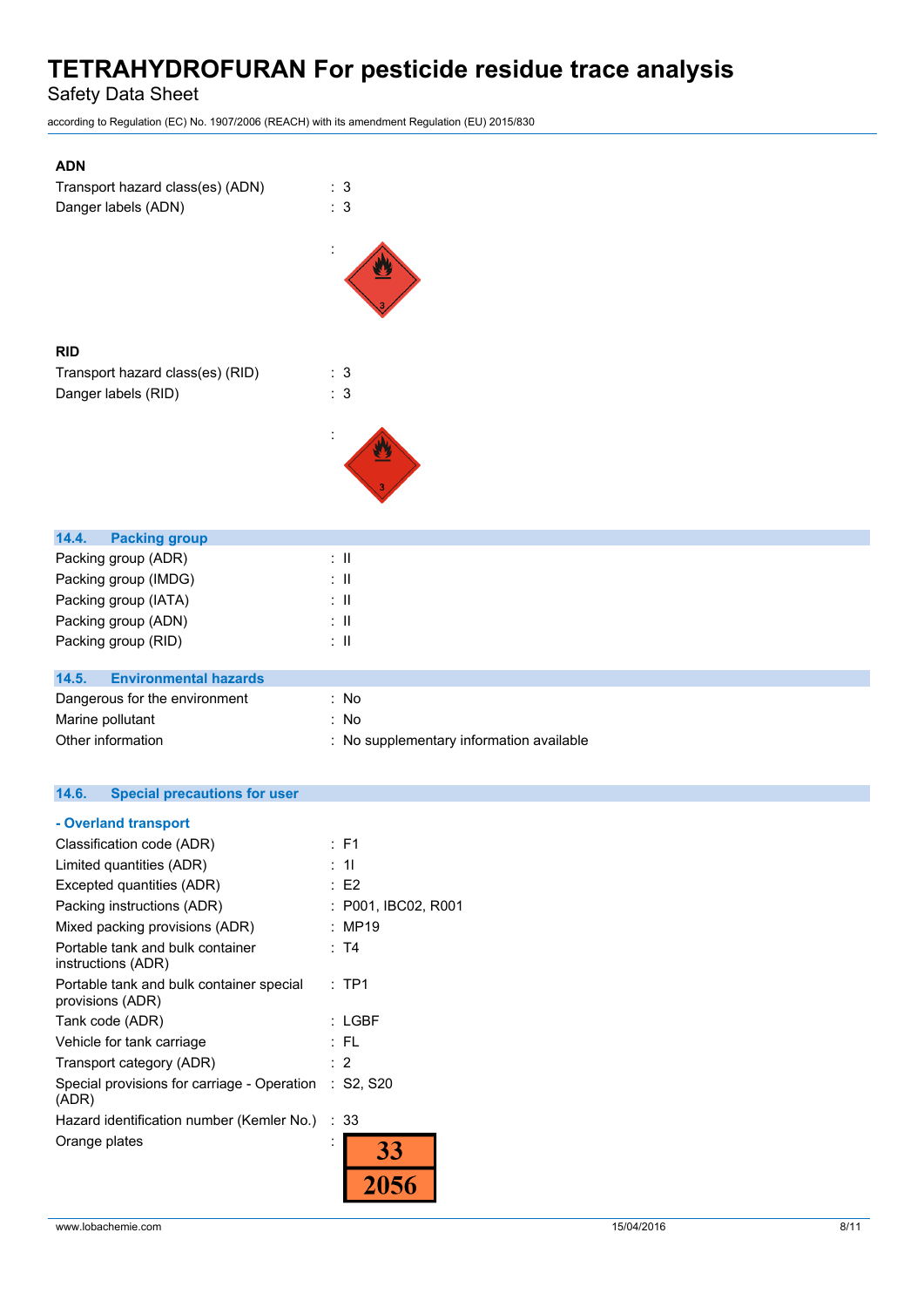**ADN**

Transport hazard class(es) (ADN) : 3

Danger labels (ADN) : 3

:

**RID**

Transport hazard class(es) (RID) : 3

Danger labels (RID) : 3

:

## 14.4. Packing group

Packing group (ADR) : II

Packing group (IMDG) : II

Packing group (IATA) : II

Packing group (ADN) : II

Packing group (RID) : II

## 14.5. Environmental hazards

Dangerous for the environment : No

Marine pollutant : No

Other information : No supplementary information available

## 14.6. Special precautions for user

### - Overland transport

Classification code (ADR) : F1

Limited quantities (ADR) : 1l

Excepted quantities (ADR) : E2

Packing instructions (ADR) : P001, IBC02, R001

Mixed packing provisions (ADR) : MP19

Portable tank and bulk container instructions (ADR) : T4

Portable tank and bulk container special provisions (ADR) : TP1

Tank code (ADR) : LGBF

Vehicle for tank carriage : FL

Transport category (ADR) : 2

Special provisions for carriage - Operation (ADR) : S2, S20

Hazard identification number (Kemler No.) : 33

Orange plates :

| 33 |
|---|
| 2056 |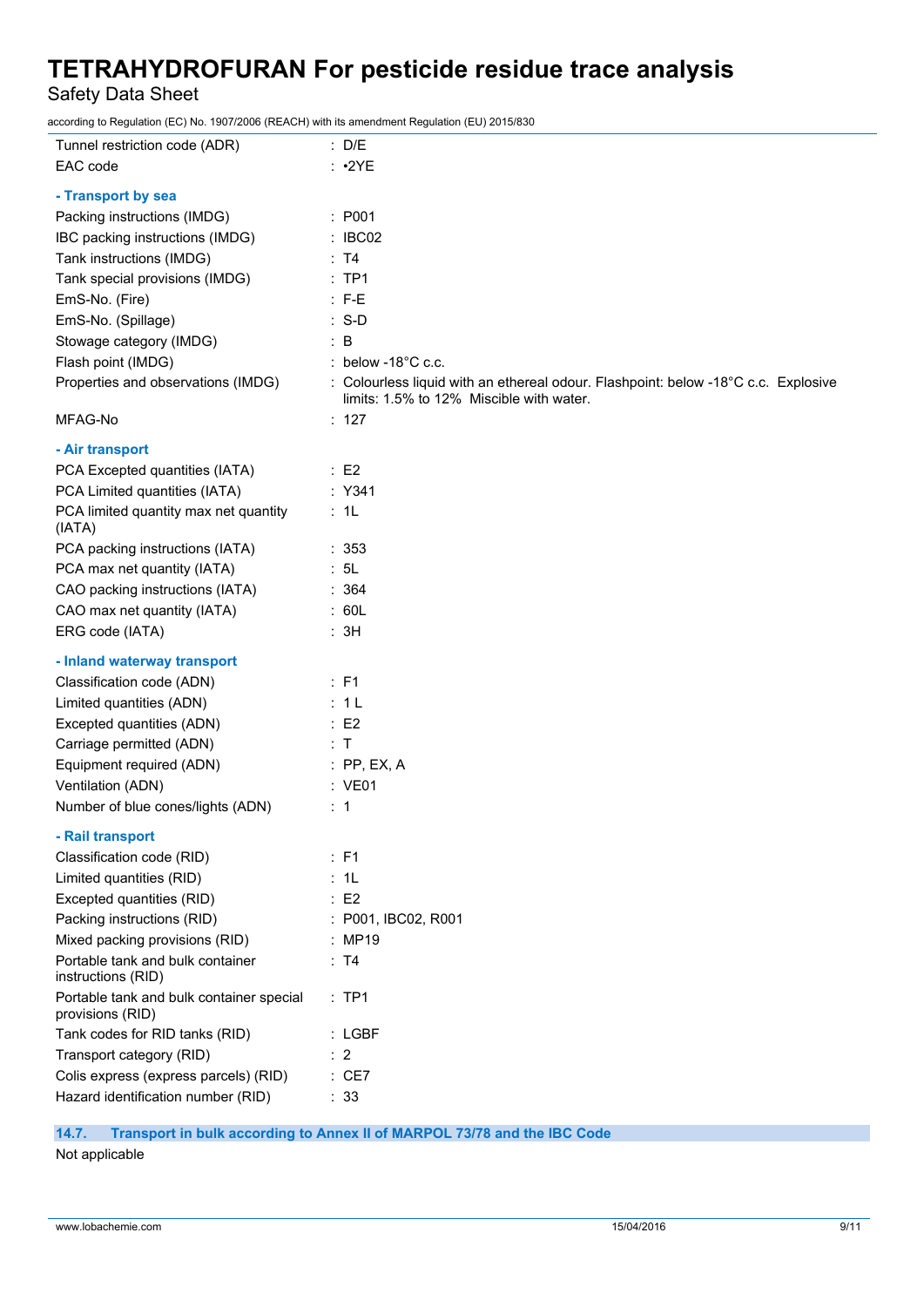| | |
|---|---|
| Tunnel restriction code (ADR) | : D/E |
| EAC code | : •2YE |

**- Transport by sea**

| | |
|---|---|
| Packing instructions (IMDG) | : P001 |
| IBC packing instructions (IMDG) | : IBC02 |
| Tank instructions (IMDG) | : T4 |
| Tank special provisions (IMDG) | : TP1 |
| EmS-No. (Fire) | : F-E |
| EmS-No. (Spillage) | : S-D |
| Stowage category (IMDG) | : B |
| Flash point (IMDG) | : below -18°C c.c. |
| Properties and observations (IMDG) | : Colourless liquid with an ethereal odour. Flashpoint: below -18°C c.c. Explosive limits: 1.5% to 12% Miscible with water. |
| MFAG-No | : 127 |

**- Air transport**

| | |
|---|---|
| PCA Excepted quantities (IATA) | : E2 |
| PCA Limited quantities (IATA) | : Y341 |
| PCA limited quantity max net quantity (IATA) | : 1L |
| PCA packing instructions (IATA) | : 353 |
| PCA max net quantity (IATA) | : 5L |
| CAO packing instructions (IATA) | : 364 |
| CAO max net quantity (IATA) | : 60L |
| ERG code (IATA) | : 3H |

**- Inland waterway transport**

| | |
|---|---|
| Classification code (ADN) | : F1 |
| Limited quantities (ADN) | : 1 L |
| Excepted quantities (ADN) | : E2 |
| Carriage permitted (ADN) | : T |
| Equipment required (ADN) | : PP, EX, A |
| Ventilation (ADN) | : VE01 |
| Number of blue cones/lights (ADN) | : 1 |

**- Rail transport**

| | |
|---|---|
| Classification code (RID) | : F1 |
| Limited quantities (RID) | : 1L |
| Excepted quantities (RID) | : E2 |
| Packing instructions (RID) | : P001, IBC02, R001 |
| Mixed packing provisions (RID) | : MP19 |
| Portable tank and bulk container instructions (RID) | : T4 |
| Portable tank and bulk container special provisions (RID) | : TP1 |
| Tank codes for RID tanks (RID) | : LGBF |
| Transport category (RID) | : 2 |
| Colis express (express parcels) (RID) | : CE7 |
| Hazard identification number (RID) | : 33 |

### 14.7. Transport in bulk according to Annex II of MARPOL 73/78 and the IBC Code

Not applicable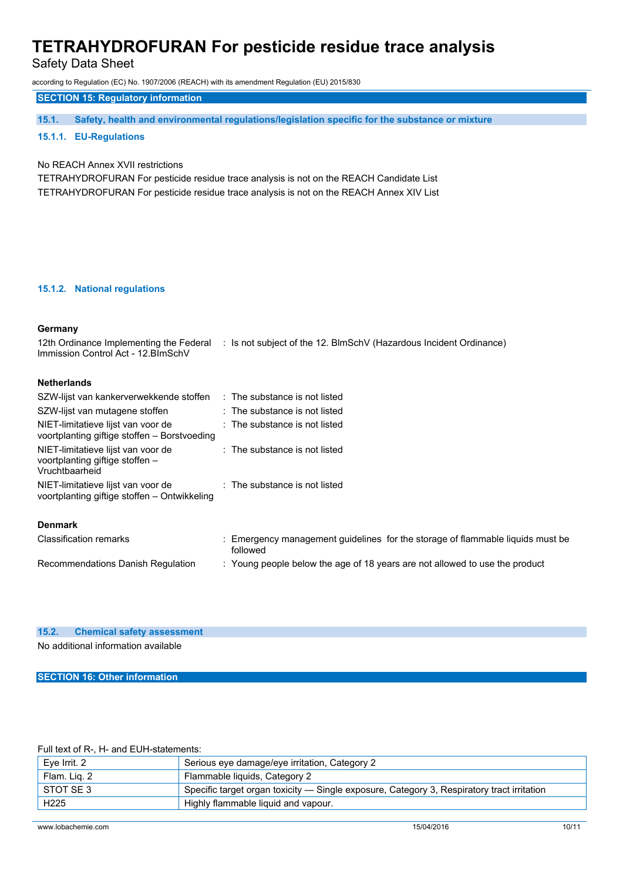## SECTION 15: Regulatory information

### 15.1. Safety, health and environmental regulations/legislation specific for the substance or mixture

#### 15.1.1. EU-Regulations

No REACH Annex XVII restrictions

TETRAHYDROFURAN For pesticide residue trace analysis is not on the REACH Candidate List

TETRAHYDROFURAN For pesticide residue trace analysis is not on the REACH Annex XIV List

#### 15.1.2. National regulations

**Germany**

| | |
|---|---|
| 12th Ordinance Implementing the Federal Immission Control Act - 12.BImSchV | : Is not subject of the 12. BlmSchV (Hazardous Incident Ordinance) |

**Netherlands**

| | |
|---|---|
| SZW-lijst van kankerverwekkende stoffen | : The substance is not listed |
| SZW-lijst van mutagene stoffen | : The substance is not listed |
| NIET-limitatieve lijst van voor de voortplanting giftige stoffen – Borstvoeding | : The substance is not listed |
| NIET-limitatieve lijst van voor de voortplanting giftige stoffen – Vruchtbaarheid | : The substance is not listed |
| NIET-limitatieve lijst van voor de voortplanting giftige stoffen – Ontwikkeling | : The substance is not listed |

**Denmark**

| | |
|---|---|
| Classification remarks | : Emergency management guidelines for the storage of flammable liquids must be followed |
| Recommendations Danish Regulation | : Young people below the age of 18 years are not allowed to use the product |

### 15.2. Chemical safety assessment

No additional information available

## SECTION 16: Other information

Full text of R-, H- and EUH-statements:

| | |
|---|---|
| Eye Irrit. 2 | Serious eye damage/eye irritation, Category 2 |
| Flam. Liq. 2 | Flammable liquids, Category 2 |
| STOT SE 3 | Specific target organ toxicity — Single exposure, Category 3, Respiratory tract irritation |
| H225 | Highly flammable liquid and vapour. |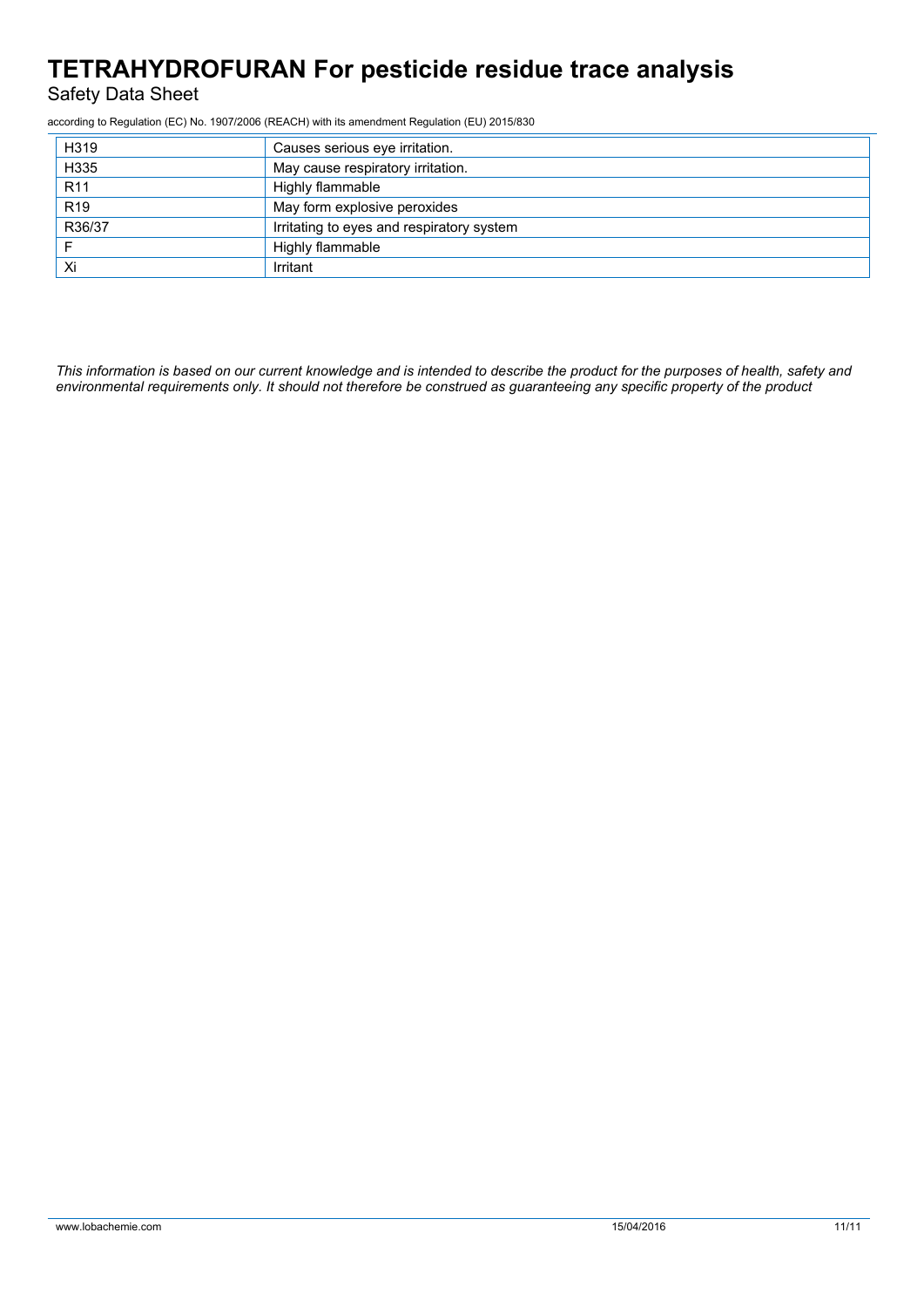| | |
|---|---|
| H319 | Causes serious eye irritation. |
| H335 | May cause respiratory irritation. |
| R11 | Highly flammable |
| R19 | May form explosive peroxides |
| R36/37 | Irritating to eyes and respiratory system |
| F | Highly flammable |
| Xi | Irritant |

*This information is based on our current knowledge and is intended to describe the product for the purposes of health, safety and environmental requirements only. It should not therefore be construed as guaranteeing any specific property of the product*